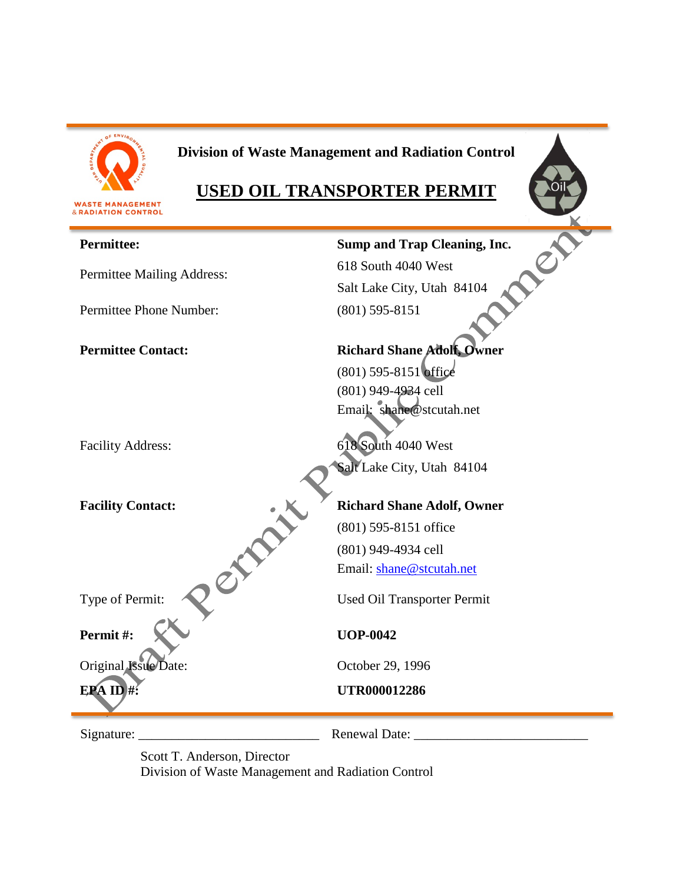**Division of Waste Management and Radiation Control**

# USED OIL TRANSPORTER PERMIT

Draft Permit Public Comment

| | |
|---|---|
| **Permittee:** | **Sump and Trap Cleaning, Inc.** |
| Permittee Mailing Address: | 618 South 4040 West<br>Salt Lake City, Utah 84104 |
| Permittee Phone Number: | (801) 595-8151 |
| **Permittee Contact:** | **Richard Shane Adolf, Owner**<br>(801) 595-8151 office<br>(801) 949-4934 cell<br>Email: shane@stcutah.net |
| Facility Address: | 618 South 4040 West<br>Salt Lake City, Utah 84104 |
| **Facility Contact:** | **Richard Shane Adolf, Owner**<br>(801) 595-8151 office<br>(801) 949-4934 cell<br>Email: shane@stcutah.net |
| Type of Permit: | Used Oil Transporter Permit |
| **Permit #:** | **UOP-0042** |
| Original Issue Date: | October 29, 1996 |
| **EPA ID #:** | **UTR000012286** |

Signature: ___________________________ Renewal Date: __________________________

Scott T. Anderson, Director
Division of Waste Management and Radiation Control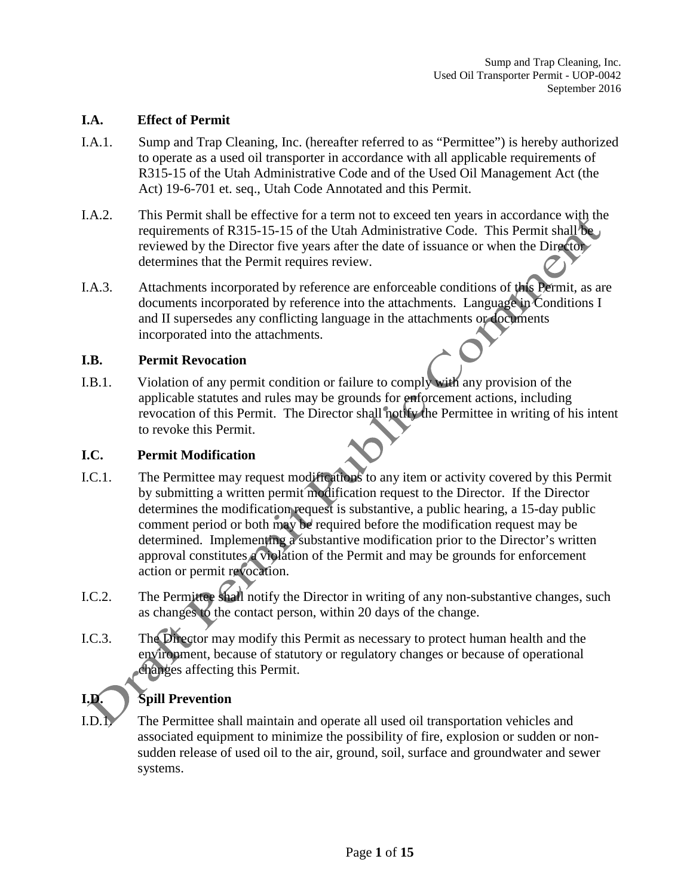## I.A. Effect of Permit

I.A.1. Sump and Trap Cleaning, Inc. (hereafter referred to as "Permittee") is hereby authorized to operate as a used oil transporter in accordance with all applicable requirements of R315-15 of the Utah Administrative Code and of the Used Oil Management Act (the Act) 19-6-701 et. seq., Utah Code Annotated and this Permit.

I.A.2. This Permit shall be effective for a term not to exceed ten years in accordance with the requirements of R315-15-15 of the Utah Administrative Code. This Permit shall be reviewed by the Director five years after the date of issuance or when the Director determines that the Permit requires review.

I.A.3. Attachments incorporated by reference are enforceable conditions of this Permit, as are documents incorporated by reference into the attachments. Language in Conditions I and II supersedes any conflicting language in the attachments or documents incorporated into the attachments.

## I.B. Permit Revocation

I.B.1. Violation of any permit condition or failure to comply with any provision of the applicable statutes and rules may be grounds for enforcement actions, including revocation of this Permit. The Director shall notify the Permittee in writing of his intent to revoke this Permit.

## I.C. Permit Modification

I.C.1. The Permittee may request modifications to any item or activity covered by this Permit by submitting a written permit modification request to the Director. If the Director determines the modification request is substantive, a public hearing, a 15-day public comment period or both may be required before the modification request may be determined. Implementing a substantive modification prior to the Director's written approval constitutes a violation of the Permit and may be grounds for enforcement action or permit revocation.

I.C.2. The Permittee shall notify the Director in writing of any non-substantive changes, such as changes to the contact person, within 20 days of the change.

I.C.3. The Director may modify this Permit as necessary to protect human health and the environment, because of statutory or regulatory changes or because of operational changes affecting this Permit.

## I.D. Spill Prevention

I.D.1. The Permittee shall maintain and operate all used oil transportation vehicles and associated equipment to minimize the possibility of fire, explosion or sudden or non-sudden release of used oil to the air, ground, soil, surface and groundwater and sewer systems.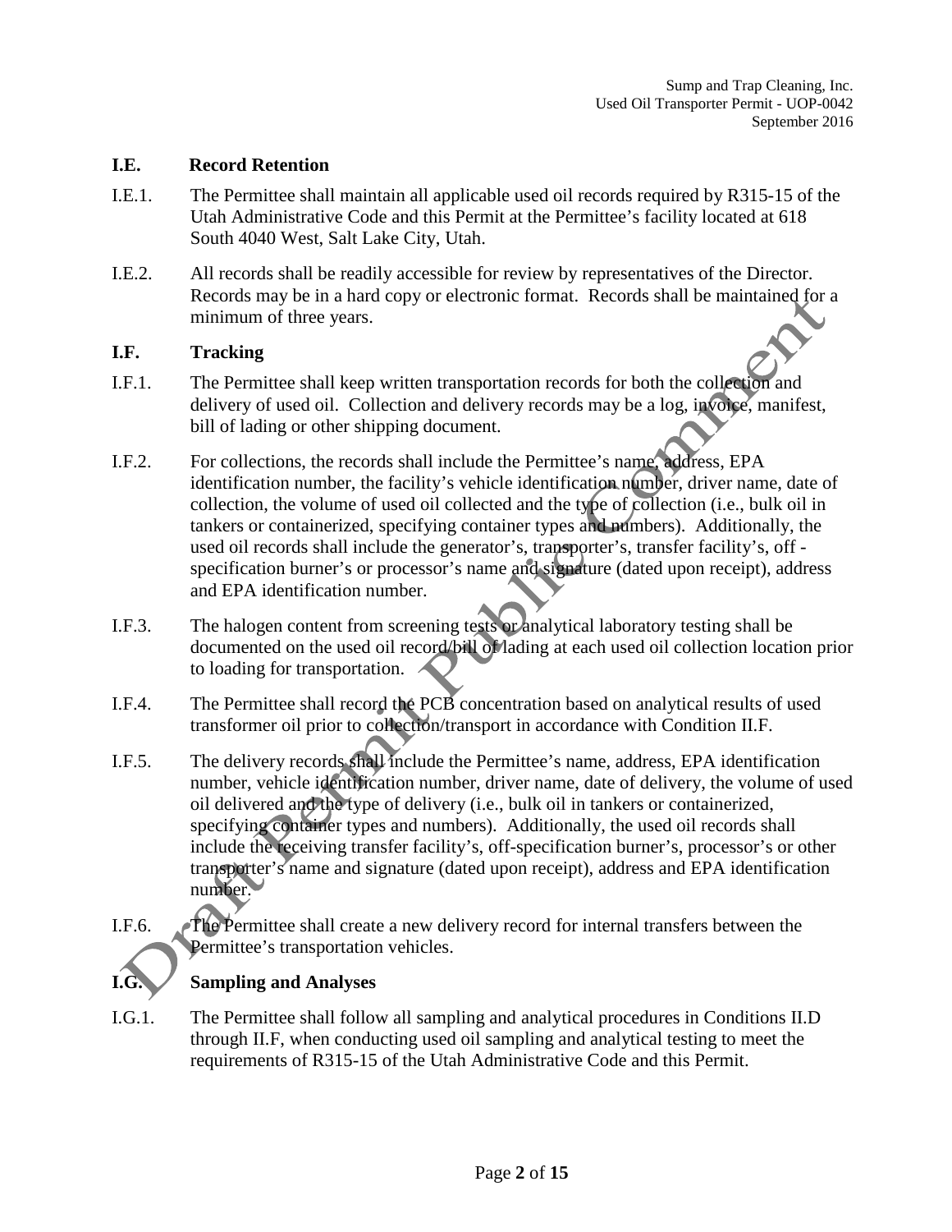## I.E. Record Retention

I.E.1. The Permittee shall maintain all applicable used oil records required by R315-15 of the Utah Administrative Code and this Permit at the Permittee's facility located at 618 South 4040 West, Salt Lake City, Utah.

I.E.2. All records shall be readily accessible for review by representatives of the Director. Records may be in a hard copy or electronic format. Records shall be maintained for a minimum of three years.

## I.F. Tracking

I.F.1. The Permittee shall keep written transportation records for both the collection and delivery of used oil. Collection and delivery records may be a log, invoice, manifest, bill of lading or other shipping document.

I.F.2. For collections, the records shall include the Permittee's name, address, EPA identification number, the facility's vehicle identification number, driver name, date of collection, the volume of used oil collected and the type of collection (i.e., bulk oil in tankers or containerized, specifying container types and numbers). Additionally, the used oil records shall include the generator's, transporter's, transfer facility's, off - specification burner's or processor's name and signature (dated upon receipt), address and EPA identification number.

I.F.3. The halogen content from screening tests or analytical laboratory testing shall be documented on the used oil record/bill of lading at each used oil collection location prior to loading for transportation.

I.F.4. The Permittee shall record the PCB concentration based on analytical results of used transformer oil prior to collection/transport in accordance with Condition II.F.

I.F.5. The delivery records shall include the Permittee's name, address, EPA identification number, vehicle identification number, driver name, date of delivery, the volume of used oil delivered and the type of delivery (i.e., bulk oil in tankers or containerized, specifying container types and numbers). Additionally, the used oil records shall include the receiving transfer facility's, off-specification burner's, processor's or other transporter's name and signature (dated upon receipt), address and EPA identification number.

I.F.6. The Permittee shall create a new delivery record for internal transfers between the Permittee's transportation vehicles.

## I.G. Sampling and Analyses

I.G.1. The Permittee shall follow all sampling and analytical procedures in Conditions II.D through II.F, when conducting used oil sampling and analytical testing to meet the requirements of R315-15 of the Utah Administrative Code and this Permit.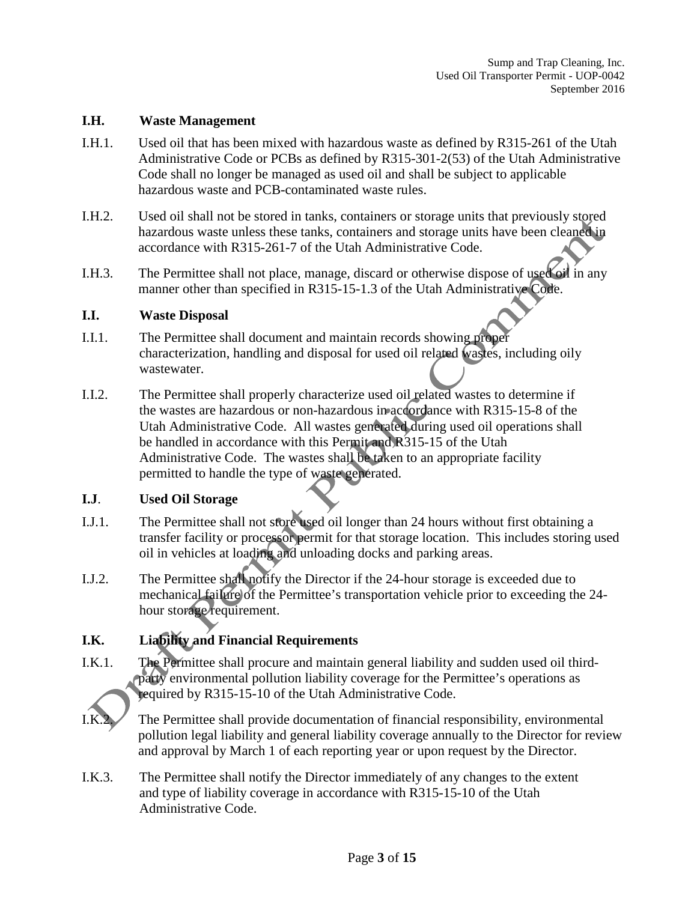### I.H. Waste Management

I.H.1. Used oil that has been mixed with hazardous waste as defined by R315-261 of the Utah Administrative Code or PCBs as defined by R315-301-2(53) of the Utah Administrative Code shall no longer be managed as used oil and shall be subject to applicable hazardous waste and PCB-contaminated waste rules.

I.H.2. Used oil shall not be stored in tanks, containers or storage units that previously stored hazardous waste unless these tanks, containers and storage units have been cleaned in accordance with R315-261-7 of the Utah Administrative Code.

I.H.3. The Permittee shall not place, manage, discard or otherwise dispose of used oil in any manner other than specified in R315-15-1.3 of the Utah Administrative Code.

### I.I. Waste Disposal

I.I.1. The Permittee shall document and maintain records showing proper characterization, handling and disposal for used oil related wastes, including oily wastewater.

I.I.2. The Permittee shall properly characterize used oil related wastes to determine if the wastes are hazardous or non-hazardous in accordance with R315-15-8 of the Utah Administrative Code. All wastes generated during used oil operations shall be handled in accordance with this Permit and R315-15 of the Utah Administrative Code. The wastes shall be taken to an appropriate facility permitted to handle the type of waste generated.

### I.J. Used Oil Storage

I.J.1. The Permittee shall not store used oil longer than 24 hours without first obtaining a transfer facility or processor permit for that storage location. This includes storing used oil in vehicles at loading and unloading docks and parking areas.

I.J.2. The Permittee shall notify the Director if the 24-hour storage is exceeded due to mechanical failure of the Permittee's transportation vehicle prior to exceeding the 24-hour storage requirement.

### I.K. Liability and Financial Requirements

I.K.1. The Permittee shall procure and maintain general liability and sudden used oil third-party environmental pollution liability coverage for the Permittee's operations as required by R315-15-10 of the Utah Administrative Code.

I.K.2. The Permittee shall provide documentation of financial responsibility, environmental pollution legal liability and general liability coverage annually to the Director for review and approval by March 1 of each reporting year or upon request by the Director.

I.K.3. The Permittee shall notify the Director immediately of any changes to the extent and type of liability coverage in accordance with R315-15-10 of the Utah Administrative Code.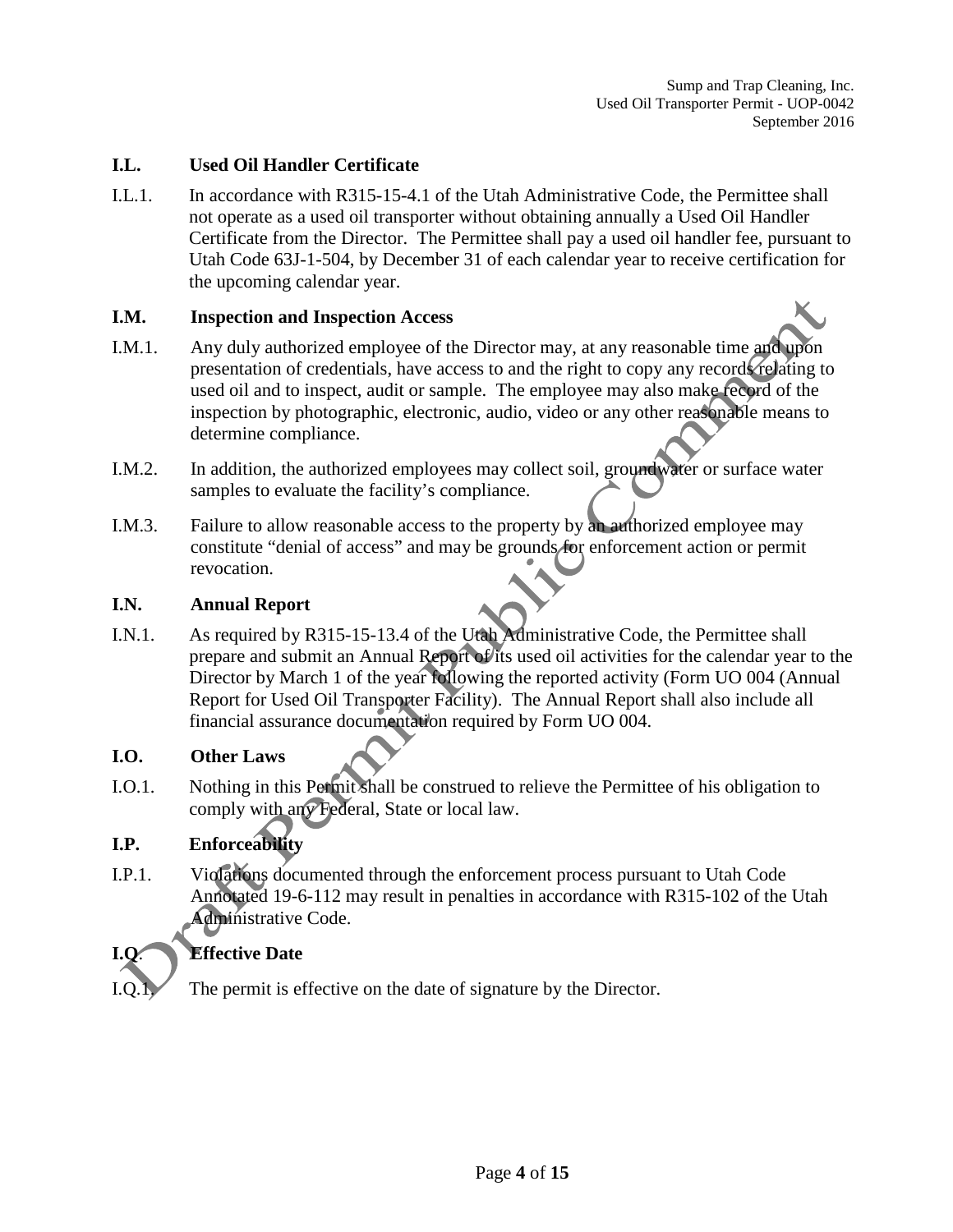### I.L. Used Oil Handler Certificate

I.L.1. In accordance with R315-15-4.1 of the Utah Administrative Code, the Permittee shall not operate as a used oil transporter without obtaining annually a Used Oil Handler Certificate from the Director. The Permittee shall pay a used oil handler fee, pursuant to Utah Code 63J-1-504, by December 31 of each calendar year to receive certification for the upcoming calendar year.

### I.M. Inspection and Inspection Access

I.M.1. Any duly authorized employee of the Director may, at any reasonable time and upon presentation of credentials, have access to and the right to copy any records relating to used oil and to inspect, audit or sample. The employee may also make record of the inspection by photographic, electronic, audio, video or any other reasonable means to determine compliance.

I.M.2. In addition, the authorized employees may collect soil, groundwater or surface water samples to evaluate the facility's compliance.

I.M.3. Failure to allow reasonable access to the property by an authorized employee may constitute "denial of access" and may be grounds for enforcement action or permit revocation.

### I.N. Annual Report

I.N.1. As required by R315-15-13.4 of the Utah Administrative Code, the Permittee shall prepare and submit an Annual Report of its used oil activities for the calendar year to the Director by March 1 of the year following the reported activity (Form UO 004 (Annual Report for Used Oil Transporter Facility). The Annual Report shall also include all financial assurance documentation required by Form UO 004.

### I.O. Other Laws

I.O.1. Nothing in this Permit shall be construed to relieve the Permittee of his obligation to comply with any Federal, State or local law.

### I.P. Enforceability

I.P.1. Violations documented through the enforcement process pursuant to Utah Code Annotated 19-6-112 may result in penalties in accordance with R315-102 of the Utah Administrative Code.

### I.Q. Effective Date

I.Q.1. The permit is effective on the date of signature by the Director.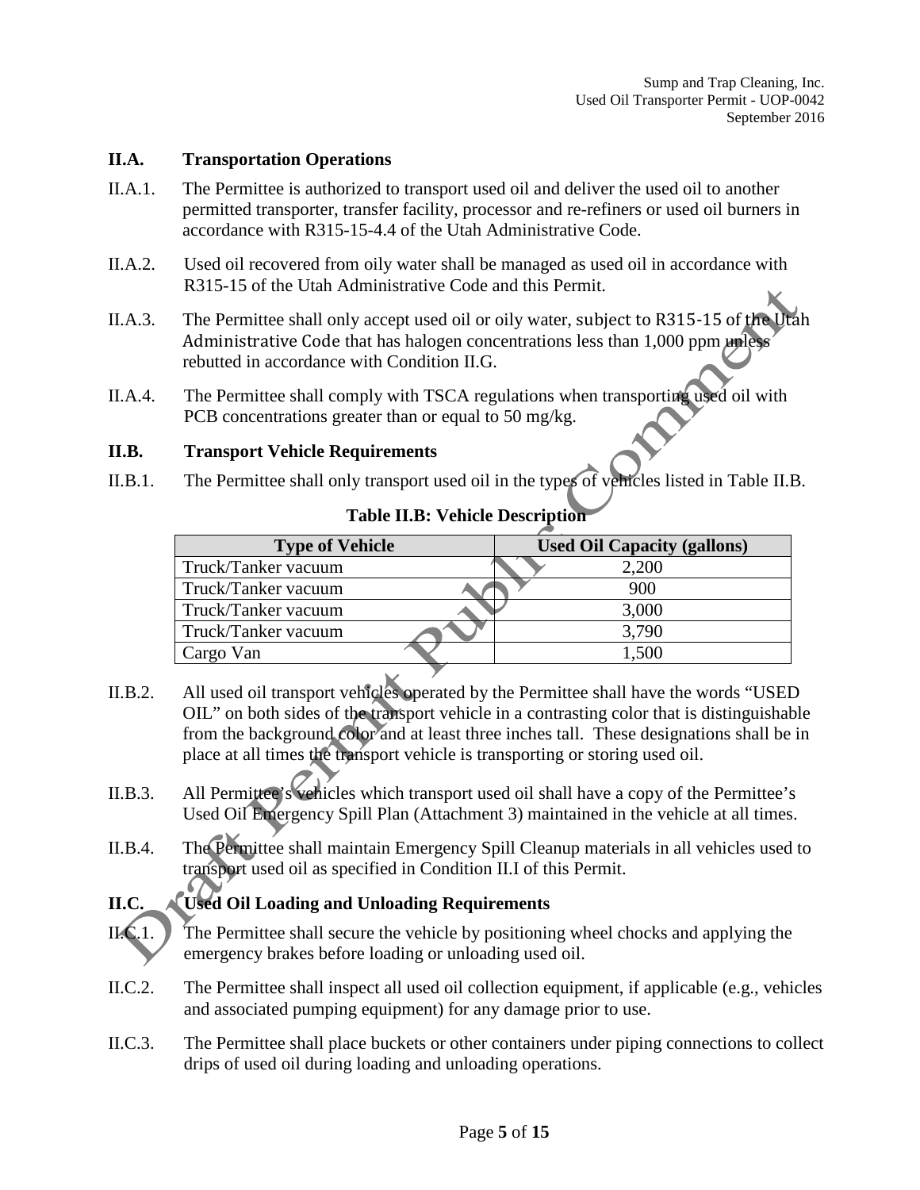## II.A. Transportation Operations

II.A.1. The Permittee is authorized to transport used oil and deliver the used oil to another permitted transporter, transfer facility, processor and re-refiners or used oil burners in accordance with R315-15-4.4 of the Utah Administrative Code.

II.A.2. Used oil recovered from oily water shall be managed as used oil in accordance with R315-15 of the Utah Administrative Code and this Permit.

II.A.3. The Permittee shall only accept used oil or oily water, subject to R315-15 of the Utah Administrative Code that has halogen concentrations less than 1,000 ppm unless rebutted in accordance with Condition II.G.

II.A.4. The Permittee shall comply with TSCA regulations when transporting used oil with PCB concentrations greater than or equal to 50 mg/kg.

## II.B. Transport Vehicle Requirements

II.B.1. The Permittee shall only transport used oil in the types of vehicles listed in Table II.B.

**Table II.B: Vehicle Description**

| Type of Vehicle | Used Oil Capacity (gallons) |
|---|---|
| Truck/Tanker vacuum | 2,200 |
| Truck/Tanker vacuum | 900 |
| Truck/Tanker vacuum | 3,000 |
| Truck/Tanker vacuum | 3,790 |
| Cargo Van | 1,500 |

II.B.2. All used oil transport vehicles operated by the Permittee shall have the words "USED OIL" on both sides of the transport vehicle in a contrasting color that is distinguishable from the background color and at least three inches tall. These designations shall be in place at all times the transport vehicle is transporting or storing used oil.

II.B.3. All Permittee's vehicles which transport used oil shall have a copy of the Permittee's Used Oil Emergency Spill Plan (Attachment 3) maintained in the vehicle at all times.

II.B.4. The Permittee shall maintain Emergency Spill Cleanup materials in all vehicles used to transport used oil as specified in Condition II.I of this Permit.

## II.C. Used Oil Loading and Unloading Requirements

II.C.1. The Permittee shall secure the vehicle by positioning wheel chocks and applying the emergency brakes before loading or unloading used oil.

II.C.2. The Permittee shall inspect all used oil collection equipment, if applicable (e.g., vehicles and associated pumping equipment) for any damage prior to use.

II.C.3. The Permittee shall place buckets or other containers under piping connections to collect drips of used oil during loading and unloading operations.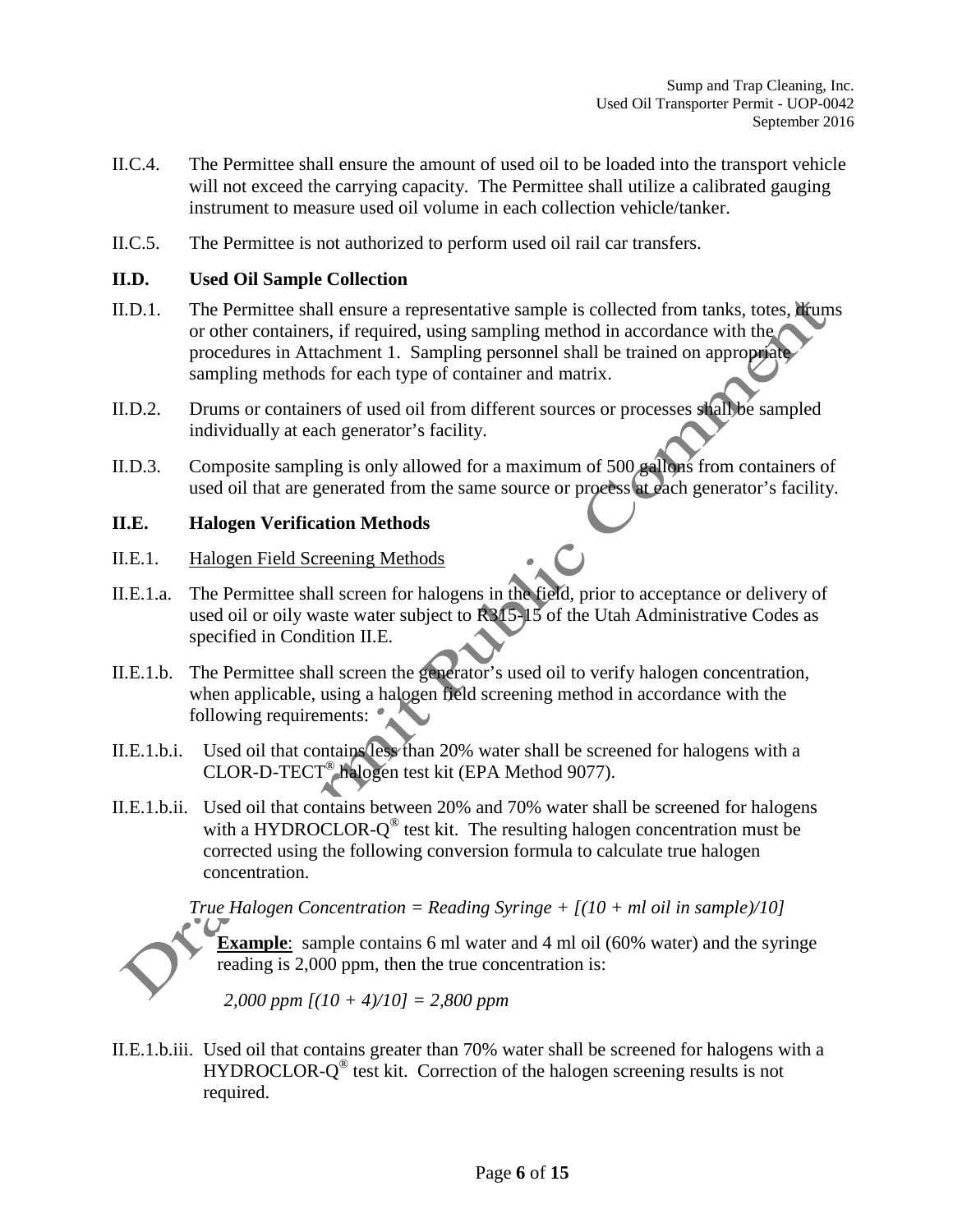II.C.4. The Permittee shall ensure the amount of used oil to be loaded into the transport vehicle will not exceed the carrying capacity. The Permittee shall utilize a calibrated gauging instrument to measure used oil volume in each collection vehicle/tanker.

II.C.5. The Permittee is not authorized to perform used oil rail car transfers.

**II.D. Used Oil Sample Collection**

II.D.1. The Permittee shall ensure a representative sample is collected from tanks, totes, drums or other containers, if required, using sampling method in accordance with the procedures in Attachment 1. Sampling personnel shall be trained on appropriate sampling methods for each type of container and matrix.

II.D.2. Drums or containers of used oil from different sources or processes shall be sampled individually at each generator's facility.

II.D.3. Composite sampling is only allowed for a maximum of 500 gallons from containers of used oil that are generated from the same source or process at each generator's facility.

**II.E. Halogen Verification Methods**

II.E.1. Halogen Field Screening Methods

II.E.1.a. The Permittee shall screen for halogens in the field, prior to acceptance or delivery of used oil or oily waste water subject to R315-15 of the Utah Administrative Codes as specified in Condition II.E.

II.E.1.b. The Permittee shall screen the generator's used oil to verify halogen concentration, when applicable, using a halogen field screening method in accordance with the following requirements:

II.E.1.b.i. Used oil that contains less than 20% water shall be screened for halogens with a CLOR-D-TECT® halogen test kit (EPA Method 9077).

II.E.1.b.ii. Used oil that contains between 20% and 70% water shall be screened for halogens with a HYDROCLOR-Q® test kit. The resulting halogen concentration must be corrected using the following conversion formula to calculate true halogen concentration.

*True Halogen Concentration = Reading Syringe + [(10 + ml oil in sample)/10]*

**Example**: sample contains 6 ml water and 4 ml oil (60% water) and the syringe reading is 2,000 ppm, then the true concentration is:

*2,000 ppm [(10 + 4)/10] = 2,800 ppm*

II.E.1.b.iii. Used oil that contains greater than 70% water shall be screened for halogens with a HYDROCLOR-Q® test kit. Correction of the halogen screening results is not required.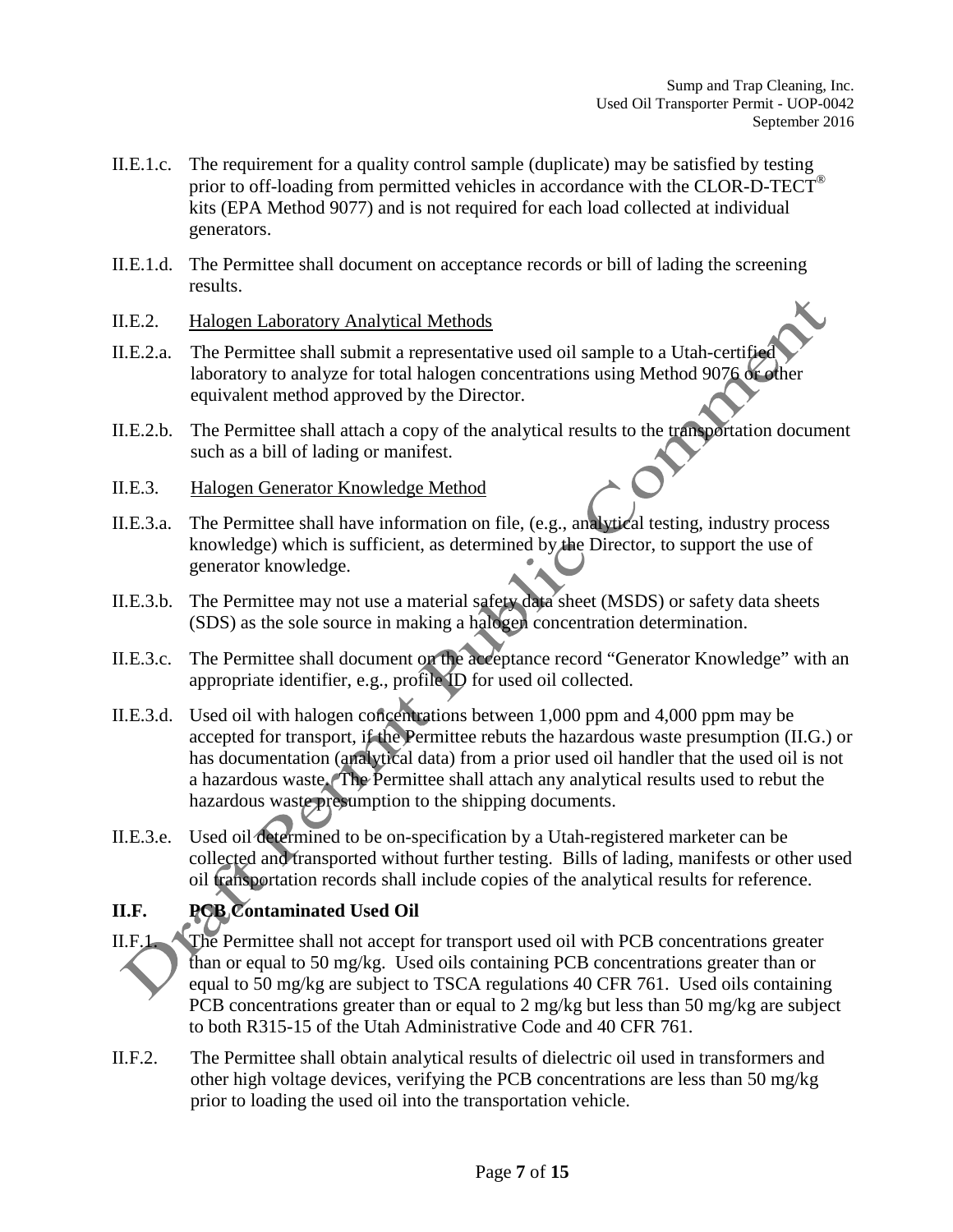II.E.1.c. The requirement for a quality control sample (duplicate) may be satisfied by testing prior to off-loading from permitted vehicles in accordance with the CLOR-D-TECT® kits (EPA Method 9077) and is not required for each load collected at individual generators.

II.E.1.d. The Permittee shall document on acceptance records or bill of lading the screening results.

II.E.2. Halogen Laboratory Analytical Methods

II.E.2.a. The Permittee shall submit a representative used oil sample to a Utah-certified laboratory to analyze for total halogen concentrations using Method 9076 or other equivalent method approved by the Director.

II.E.2.b. The Permittee shall attach a copy of the analytical results to the transportation document such as a bill of lading or manifest.

II.E.3. Halogen Generator Knowledge Method

II.E.3.a. The Permittee shall have information on file, (e.g., analytical testing, industry process knowledge) which is sufficient, as determined by the Director, to support the use of generator knowledge.

II.E.3.b. The Permittee may not use a material safety data sheet (MSDS) or safety data sheets (SDS) as the sole source in making a halogen concentration determination.

II.E.3.c. The Permittee shall document on the acceptance record "Generator Knowledge" with an appropriate identifier, e.g., profile ID for used oil collected.

II.E.3.d. Used oil with halogen concentrations between 1,000 ppm and 4,000 ppm may be accepted for transport, if the Permittee rebuts the hazardous waste presumption (II.G.) or has documentation (analytical data) from a prior used oil handler that the used oil is not a hazardous waste. The Permittee shall attach any analytical results used to rebut the hazardous waste presumption to the shipping documents.

II.E.3.e. Used oil determined to be on-specification by a Utah-registered marketer can be collected and transported without further testing. Bills of lading, manifests or other used oil transportation records shall include copies of the analytical results for reference.

## II.F. PCB Contaminated Used Oil

II.F.1. The Permittee shall not accept for transport used oil with PCB concentrations greater than or equal to 50 mg/kg. Used oils containing PCB concentrations greater than or equal to 50 mg/kg are subject to TSCA regulations 40 CFR 761. Used oils containing PCB concentrations greater than or equal to 2 mg/kg but less than 50 mg/kg are subject to both R315-15 of the Utah Administrative Code and 40 CFR 761.

II.F.2. The Permittee shall obtain analytical results of dielectric oil used in transformers and other high voltage devices, verifying the PCB concentrations are less than 50 mg/kg prior to loading the used oil into the transportation vehicle.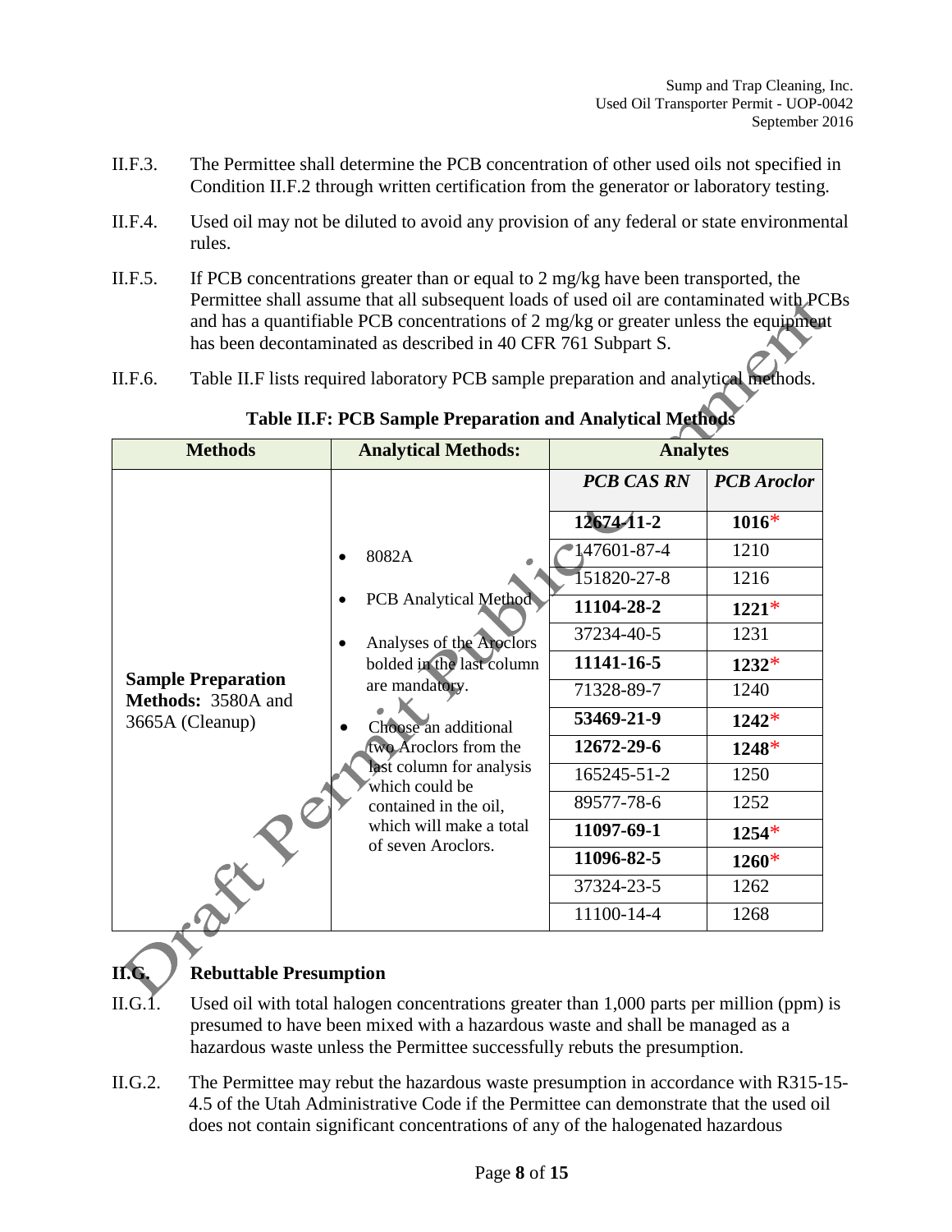II.F.3. The Permittee shall determine the PCB concentration of other used oils not specified in Condition II.F.2 through written certification from the generator or laboratory testing.

II.F.4. Used oil may not be diluted to avoid any provision of any federal or state environmental rules.

II.F.5. If PCB concentrations greater than or equal to 2 mg/kg have been transported, the Permittee shall assume that all subsequent loads of used oil are contaminated with PCBs and has a quantifiable PCB concentrations of 2 mg/kg or greater unless the equipment has been decontaminated as described in 40 CFR 761 Subpart S.

II.F.6. Table II.F lists required laboratory PCB sample preparation and analytical methods.

**Table II.F: PCB Sample Preparation and Analytical Methods**

| **Methods** | **Analytical Methods:** | **Analytes** | |
|---|---|---|---|
| | | ***PCB CAS RN*** | ***PCB Aroclor*** |
| **Sample Preparation Methods:** 3580A and 3665A (Cleanup) | • 8082A<br>• PCB Analytical Method<br>• Analyses of the Aroclors bolded in the last column are mandatory.<br>• Choose an additional two Aroclors from the last column for analysis which could be contained in the oil, which will make a total of seven Aroclors. | **12674-11-2** | **1016*** |
| | | 147601-87-4 | 1210 |
| | | 151820-27-8 | 1216 |
| | | **11104-28-2** | **1221*** |
| | | 37234-40-5 | 1231 |
| | | **11141-16-5** | **1232*** |
| | | 71328-89-7 | 1240 |
| | | **53469-21-9** | **1242*** |
| | | **12672-29-6** | **1248*** |
| | | 165245-51-2 | 1250 |
| | | 89577-78-6 | 1252 |
| | | **11097-69-1** | **1254*** |
| | | **11096-82-5** | **1260*** |
| | | 37324-23-5 | 1262 |
| | | 11100-14-4 | 1268 |

## II.G. Rebuttable Presumption

II.G.1. Used oil with total halogen concentrations greater than 1,000 parts per million (ppm) is presumed to have been mixed with a hazardous waste and shall be managed as a hazardous waste unless the Permittee successfully rebuts the presumption.

II.G.2. The Permittee may rebut the hazardous waste presumption in accordance with R315-15-4.5 of the Utah Administrative Code if the Permittee can demonstrate that the used oil does not contain significant concentrations of any of the halogenated hazardous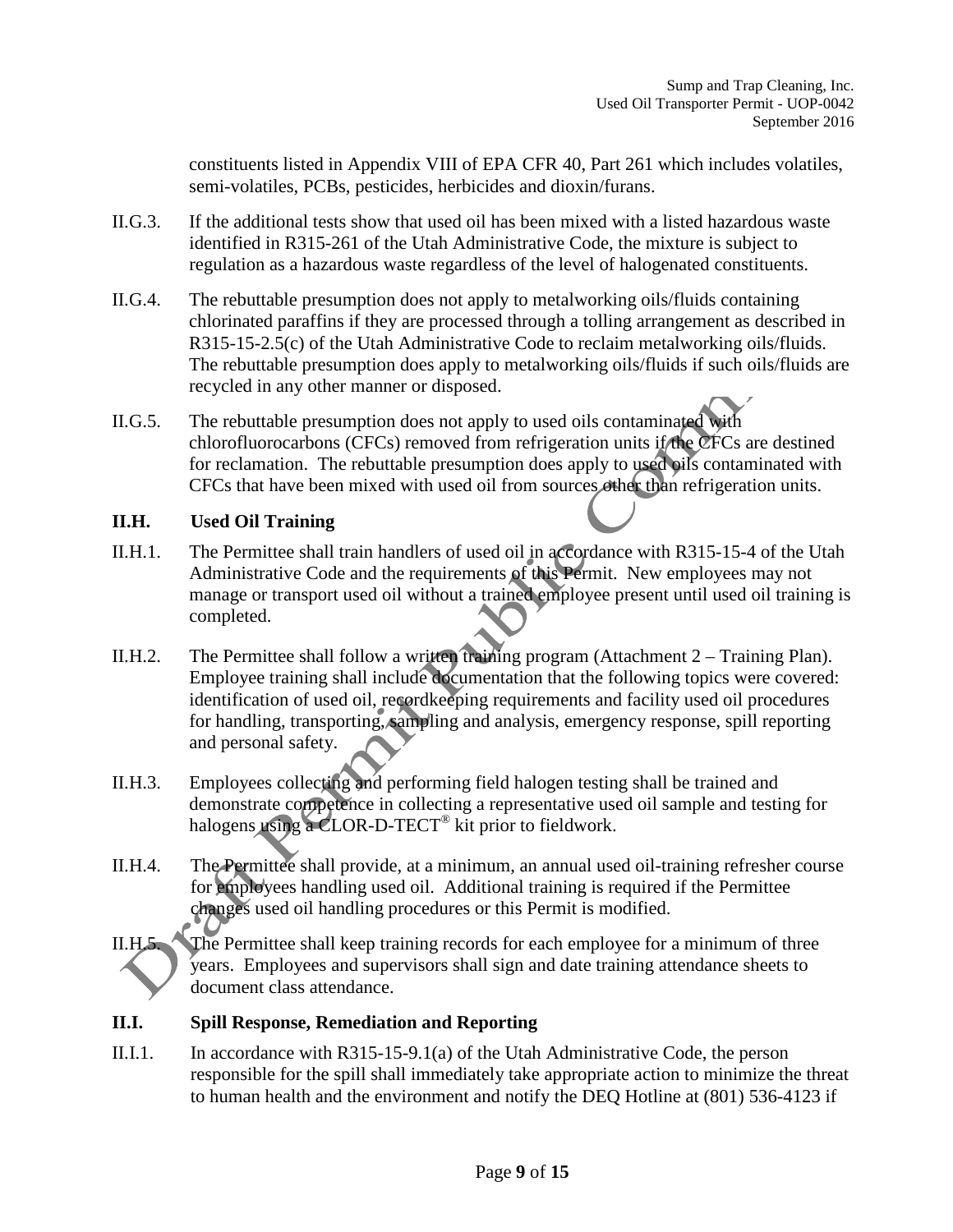constituents listed in Appendix VIII of EPA CFR 40, Part 261 which includes volatiles, semi-volatiles, PCBs, pesticides, herbicides and dioxin/furans.

II.G.3. If the additional tests show that used oil has been mixed with a listed hazardous waste identified in R315-261 of the Utah Administrative Code, the mixture is subject to regulation as a hazardous waste regardless of the level of halogenated constituents.

II.G.4. The rebuttable presumption does not apply to metalworking oils/fluids containing chlorinated paraffins if they are processed through a tolling arrangement as described in R315-15-2.5(c) of the Utah Administrative Code to reclaim metalworking oils/fluids. The rebuttable presumption does apply to metalworking oils/fluids if such oils/fluids are recycled in any other manner or disposed.

II.G.5. The rebuttable presumption does not apply to used oils contaminated with chlorofluorocarbons (CFCs) removed from refrigeration units if the CFCs are destined for reclamation. The rebuttable presumption does apply to used oils contaminated with CFCs that have been mixed with used oil from sources other than refrigeration units.

## II.H. Used Oil Training

II.H.1. The Permittee shall train handlers of used oil in accordance with R315-15-4 of the Utah Administrative Code and the requirements of this Permit. New employees may not manage or transport used oil without a trained employee present until used oil training is completed.

II.H.2. The Permittee shall follow a written training program (Attachment 2 – Training Plan). Employee training shall include documentation that the following topics were covered: identification of used oil, recordkeeping requirements and facility used oil procedures for handling, transporting, sampling and analysis, emergency response, spill reporting and personal safety.

II.H.3. Employees collecting and performing field halogen testing shall be trained and demonstrate competence in collecting a representative used oil sample and testing for halogens using a CLOR-D-TECT® kit prior to fieldwork.

II.H.4. The Permittee shall provide, at a minimum, an annual used oil-training refresher course for employees handling used oil. Additional training is required if the Permittee changes used oil handling procedures or this Permit is modified.

II.H.5. The Permittee shall keep training records for each employee for a minimum of three years. Employees and supervisors shall sign and date training attendance sheets to document class attendance.

## II.I. Spill Response, Remediation and Reporting

II.I.1. In accordance with R315-15-9.1(a) of the Utah Administrative Code, the person responsible for the spill shall immediately take appropriate action to minimize the threat to human health and the environment and notify the DEQ Hotline at (801) 536-4123 if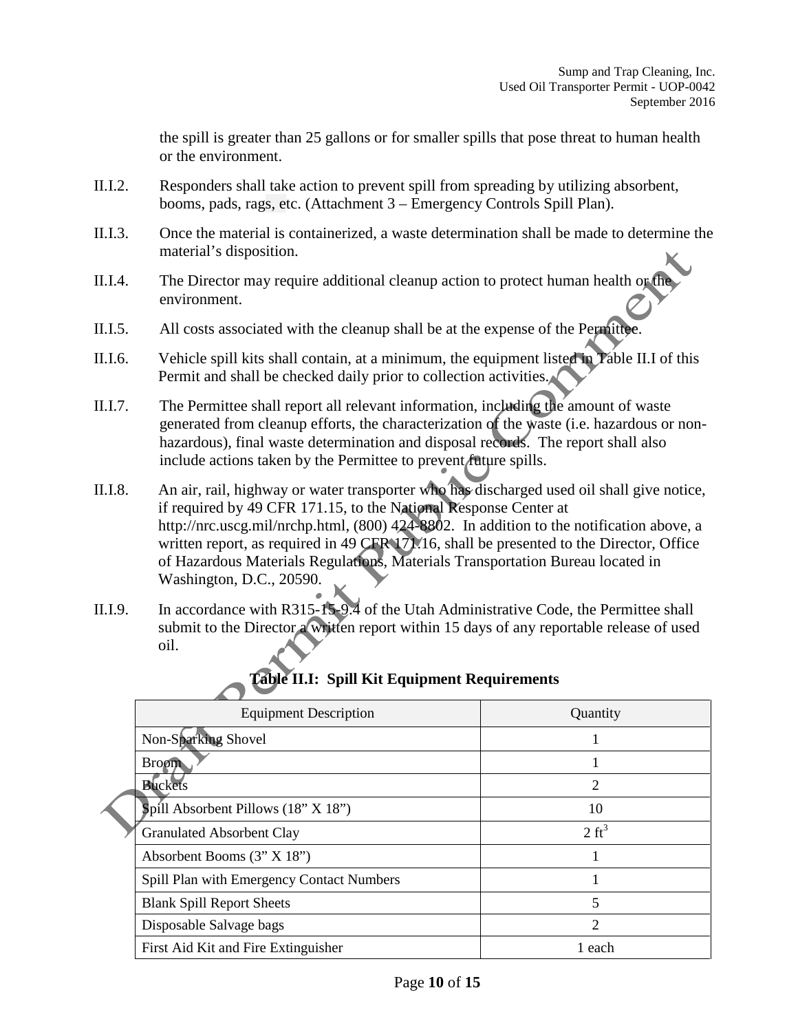the spill is greater than 25 gallons or for smaller spills that pose threat to human health or the environment.

II.I.2. Responders shall take action to prevent spill from spreading by utilizing absorbent, booms, pads, rags, etc. (Attachment 3 – Emergency Controls Spill Plan).

II.I.3. Once the material is containerized, a waste determination shall be made to determine the material's disposition.

II.I.4. The Director may require additional cleanup action to protect human health or the environment.

II.I.5. All costs associated with the cleanup shall be at the expense of the Permittee.

II.I.6. Vehicle spill kits shall contain, at a minimum, the equipment listed in Table II.I of this Permit and shall be checked daily prior to collection activities.

II.I.7. The Permittee shall report all relevant information, including the amount of waste generated from cleanup efforts, the characterization of the waste (i.e. hazardous or non-hazardous), final waste determination and disposal records. The report shall also include actions taken by the Permittee to prevent future spills.

II.I.8. An air, rail, highway or water transporter who has discharged used oil shall give notice, if required by 49 CFR 171.15, to the National Response Center at http://nrc.uscg.mil/nrchp.html, (800) 424-8802. In addition to the notification above, a written report, as required in 49 CFR 171.16, shall be presented to the Director, Office of Hazardous Materials Regulations, Materials Transportation Bureau located in Washington, D.C., 20590.

II.I.9. In accordance with R315-15-9.4 of the Utah Administrative Code, the Permittee shall submit to the Director a written report within 15 days of any reportable release of used oil.

**Table II.I: Spill Kit Equipment Requirements**

| Equipment Description | Quantity |
|---|---|
| Non-Sparking Shovel | 1 |
| Broom | 1 |
| Buckets | 2 |
| Spill Absorbent Pillows (18" X 18") | 10 |
| Granulated Absorbent Clay | 2 $ft^3$ |
| Absorbent Booms (3" X 18") | 1 |
| Spill Plan with Emergency Contact Numbers | 1 |
| Blank Spill Report Sheets | 5 |
| Disposable Salvage bags | 2 |
| First Aid Kit and Fire Extinguisher | 1 each |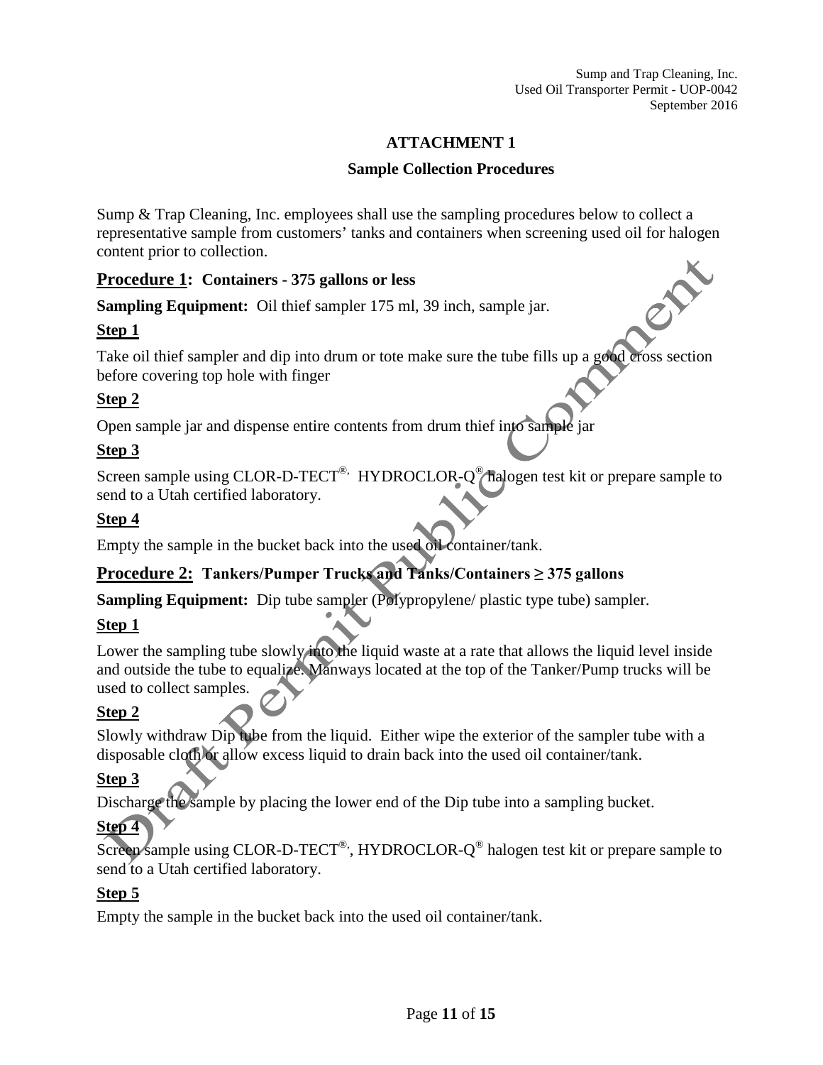# ATTACHMENT 1

## Sample Collection Procedures

Sump & Trap Cleaning, Inc. employees shall use the sampling procedures below to collect a representative sample from customers' tanks and containers when screening used oil for halogen content prior to collection.

### Procedure 1: Containers - 375 gallons or less

**Sampling Equipment:** Oil thief sampler 175 ml, 39 inch, sample jar.

**Step 1**

Take oil thief sampler and dip into drum or tote make sure the tube fills up a good cross section before covering top hole with finger

**Step 2**

Open sample jar and dispense entire contents from drum thief into sample jar

**Step 3**

Screen sample using CLOR-D-TECT®, HYDROCLOR-Q® halogen test kit or prepare sample to send to a Utah certified laboratory.

**Step 4**

Empty the sample in the bucket back into the used oil container/tank.

### Procedure 2: Tankers/Pumper Trucks and Tanks/Containers ≥ 375 gallons

**Sampling Equipment:** Dip tube sampler (Polypropylene/ plastic type tube) sampler.

**Step 1**

Lower the sampling tube slowly into the liquid waste at a rate that allows the liquid level inside and outside the tube to equalize. Manways located at the top of the Tanker/Pump trucks will be used to collect samples.

**Step 2**

Slowly withdraw Dip tube from the liquid. Either wipe the exterior of the sampler tube with a disposable cloth or allow excess liquid to drain back into the used oil container/tank.

**Step 3**

Discharge the sample by placing the lower end of the Dip tube into a sampling bucket.

**Step 4**

Screen sample using CLOR-D-TECT®, HYDROCLOR-Q® halogen test kit or prepare sample to send to a Utah certified laboratory.

**Step 5**

Empty the sample in the bucket back into the used oil container/tank.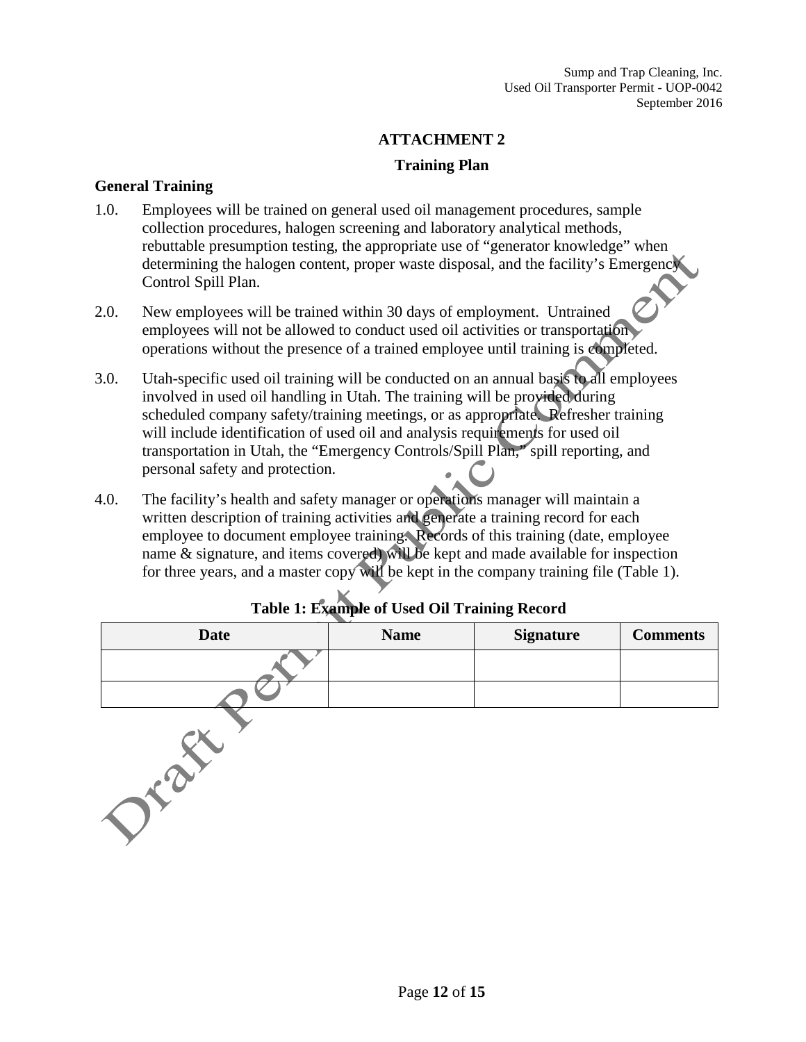# ATTACHMENT 2

## Training Plan

### General Training

1.0. Employees will be trained on general used oil management procedures, sample collection procedures, halogen screening and laboratory analytical methods, rebuttable presumption testing, the appropriate use of "generator knowledge" when determining the halogen content, proper waste disposal, and the facility's Emergency Control Spill Plan.

2.0. New employees will be trained within 30 days of employment. Untrained employees will not be allowed to conduct used oil activities or transportation operations without the presence of a trained employee until training is completed.

3.0. Utah-specific used oil training will be conducted on an annual basis to all employees involved in used oil handling in Utah. The training will be provided during scheduled company safety/training meetings, or as appropriate. Refresher training will include identification of used oil and analysis requirements for used oil transportation in Utah, the "Emergency Controls/Spill Plan," spill reporting, and personal safety and protection.

4.0. The facility's health and safety manager or operations manager will maintain a written description of training activities and generate a training record for each employee to document employee training. Records of this training (date, employee name & signature, and items covered) will be kept and made available for inspection for three years, and a master copy will be kept in the company training file (Table 1).

**Table 1: Example of Used Oil Training Record**

| Date | Name | Signature | Comments |
|---|---|---|---|
| | | | |
| | | | |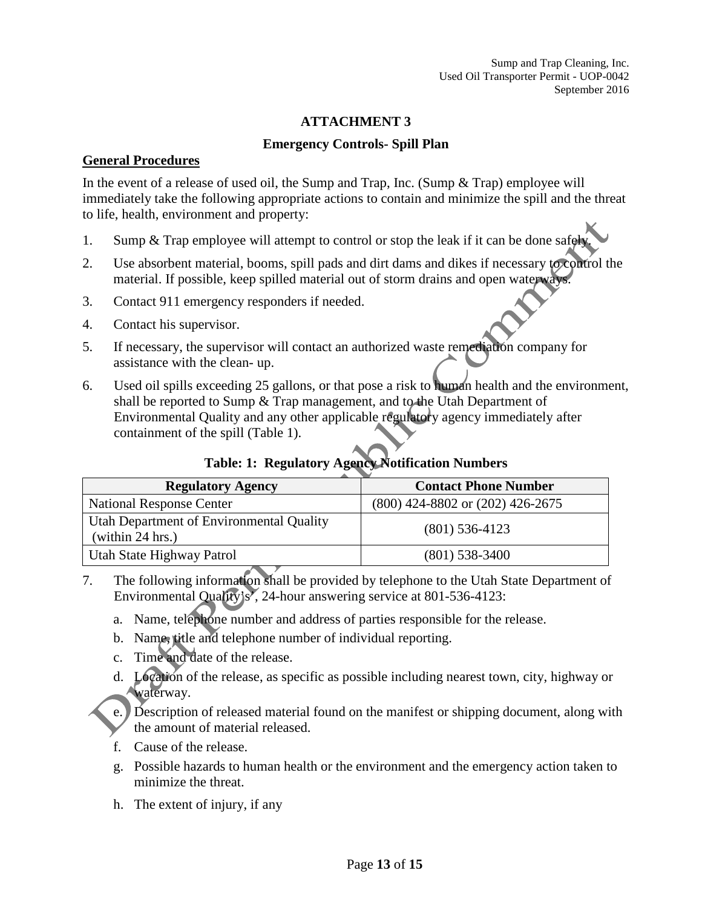## ATTACHMENT 3

### Emergency Controls- Spill Plan

**General Procedures**

In the event of a release of used oil, the Sump and Trap, Inc. (Sump & Trap) employee will immediately take the following appropriate actions to contain and minimize the spill and the threat to life, health, environment and property:

1. Sump & Trap employee will attempt to control or stop the leak if it can be done safely.
2. Use absorbent material, booms, spill pads and dirt dams and dikes if necessary to control the material. If possible, keep spilled material out of storm drains and open waterways.
3. Contact 911 emergency responders if needed.
4. Contact his supervisor.
5. If necessary, the supervisor will contact an authorized waste remediation company for assistance with the clean- up.
6. Used oil spills exceeding 25 gallons, or that pose a risk to human health and the environment, shall be reported to Sump & Trap management, and to the Utah Department of Environmental Quality and any other applicable regulatory agency immediately after containment of the spill (Table 1).

**Table: 1: Regulatory Agency Notification Numbers**

| Regulatory Agency | Contact Phone Number |
|---|---|
| National Response Center | (800) 424-8802 or (202) 426-2675 |
| Utah Department of Environmental Quality (within 24 hrs.) | (801) 536-4123 |
| Utah State Highway Patrol | (801) 538-3400 |

7. The following information shall be provided by telephone to the Utah State Department of Environmental Quality's', 24-hour answering service at 801-536-4123:
   a. Name, telephone number and address of parties responsible for the release.
   b. Name, title and telephone number of individual reporting.
   c. Time and date of the release.
   d. Location of the release, as specific as possible including nearest town, city, highway or waterway.
   e. Description of released material found on the manifest or shipping document, along with the amount of material released.
   f. Cause of the release.
   g. Possible hazards to human health or the environment and the emergency action taken to minimize the threat.
   h. The extent of injury, if any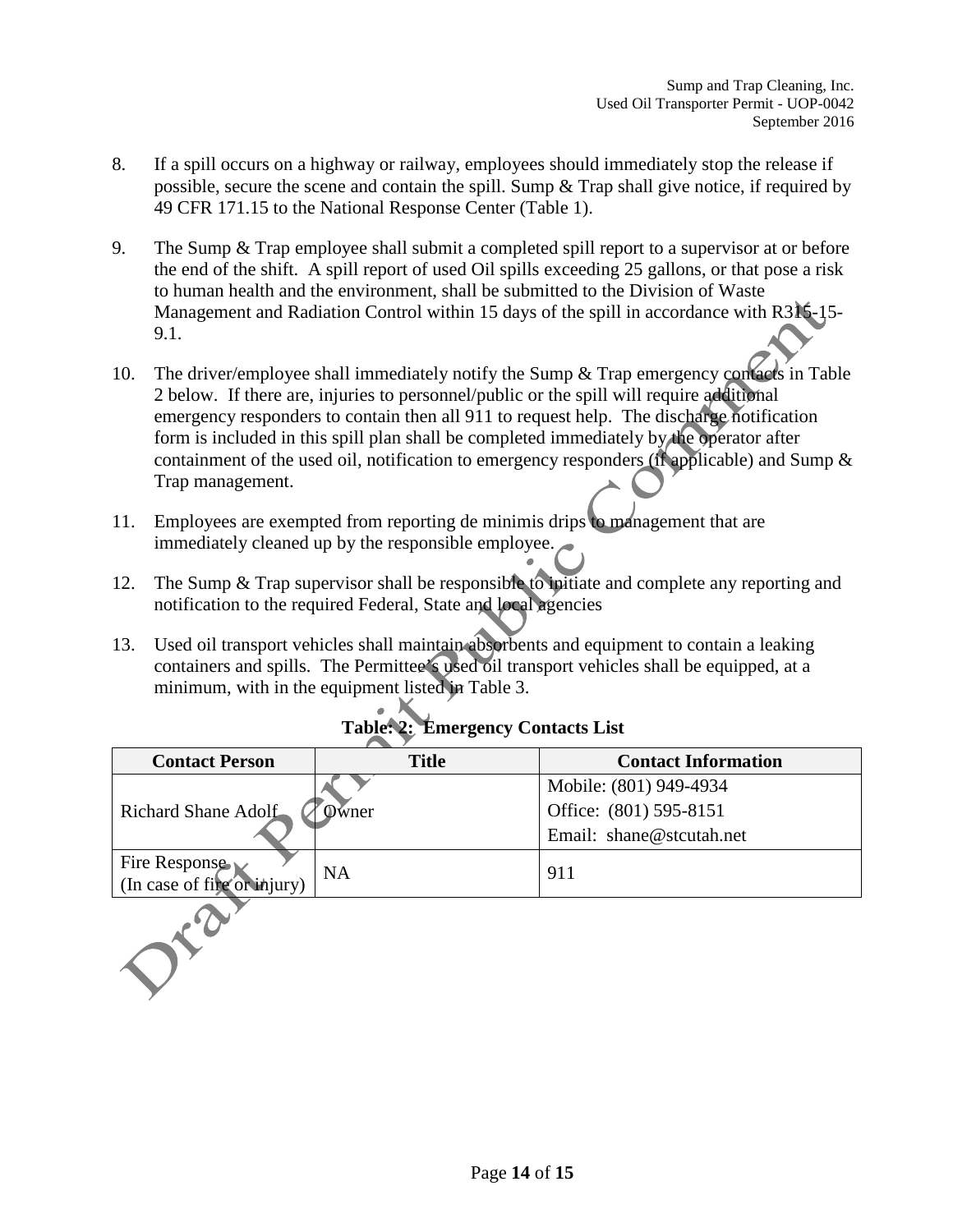8. If a spill occurs on a highway or railway, employees should immediately stop the release if possible, secure the scene and contain the spill. Sump & Trap shall give notice, if required by 49 CFR 171.15 to the National Response Center (Table 1).

9. The Sump & Trap employee shall submit a completed spill report to a supervisor at or before the end of the shift. A spill report of used Oil spills exceeding 25 gallons, or that pose a risk to human health and the environment, shall be submitted to the Division of Waste Management and Radiation Control within 15 days of the spill in accordance with R315-15-9.1.

10. The driver/employee shall immediately notify the Sump & Trap emergency contacts in Table 2 below. If there are, injuries to personnel/public or the spill will require additional emergency responders to contain then all 911 to request help. The discharge notification form is included in this spill plan shall be completed immediately by the operator after containment of the used oil, notification to emergency responders (if applicable) and Sump & Trap management.

11. Employees are exempted from reporting de minimis drips to management that are immediately cleaned up by the responsible employee.

12. The Sump & Trap supervisor shall be responsible to initiate and complete any reporting and notification to the required Federal, State and local agencies

13. Used oil transport vehicles shall maintain absorbents and equipment to contain a leaking containers and spills. The Permittee's used oil transport vehicles shall be equipped, at a minimum, with in the equipment listed in Table 3.

**Table 2: Emergency Contacts List**

| Contact Person | Title | Contact Information |
|---|---|---|
| Richard Shane Adolf | Owner | Mobile: (801) 949-4934<br>Office: (801) 595-8151<br>Email: shane@stcutah.net |
| Fire Response (In case of fire or injury) | NA | 911 |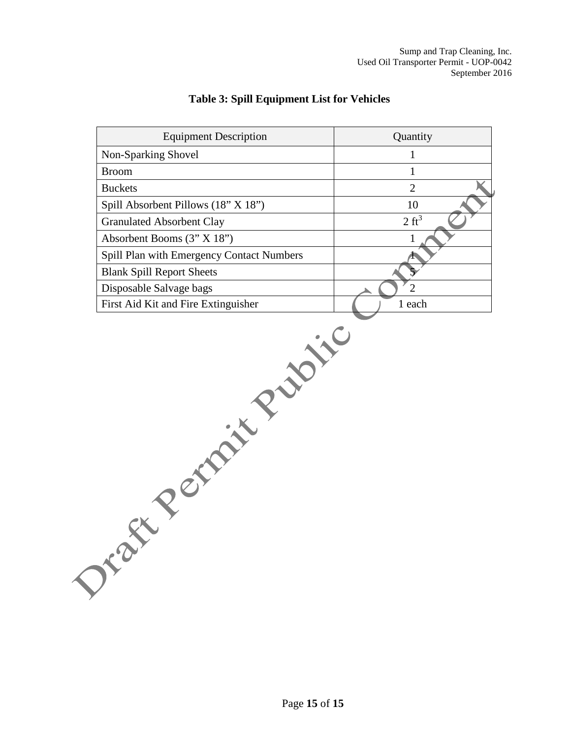**Table 3: Spill Equipment List for Vehicles**

| Equipment Description | Quantity |
|---|---|
| Non-Sparking Shovel | 1 |
| Broom | 1 |
| Buckets | 2 |
| Spill Absorbent Pillows (18" X 18") | 10 |
| Granulated Absorbent Clay | 2 $ft^3$ |
| Absorbent Booms (3" X 18") | 1 |
| Spill Plan with Emergency Contact Numbers | 1 |
| Blank Spill Report Sheets | 5 |
| Disposable Salvage bags | 2 |
| First Aid Kit and Fire Extinguisher | 1 each |

Draft Permit Public Comment